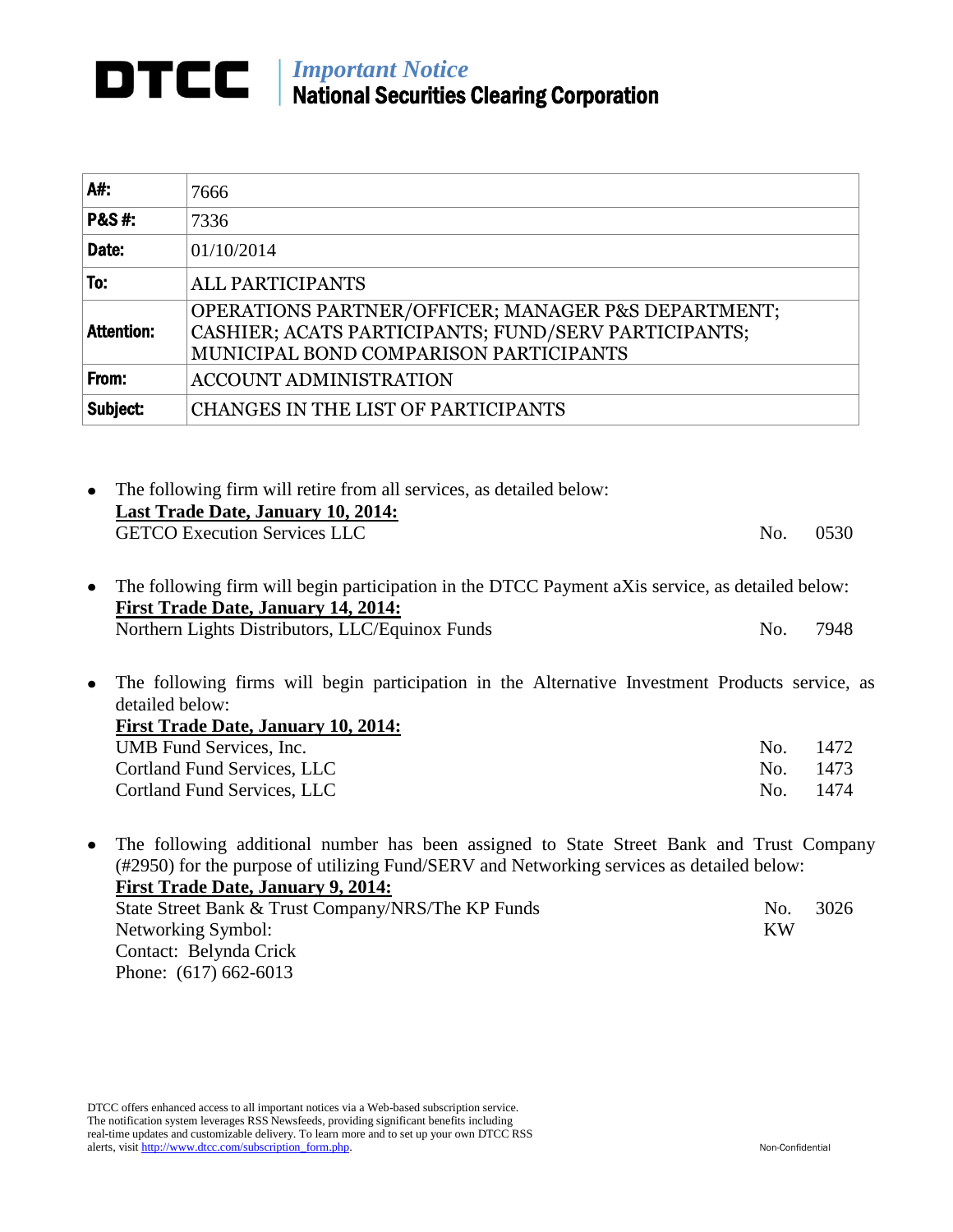# DTCC | *Important Notice*
## National Securities Clearing Corporation

| | |
|---|---|
| **A#:** | 7666 |
| **P&S #:** | 7336 |
| **Date:** | 01/10/2014 |
| **To:** | ALL PARTICIPANTS |
| **Attention:** | OPERATIONS PARTNER/OFFICER; MANAGER P&S DEPARTMENT; CASHIER; ACATS PARTICIPANTS; FUND/SERV PARTICIPANTS; MUNICIPAL BOND COMPARISON PARTICIPANTS |
| **From:** | ACCOUNT ADMINISTRATION |
| **Subject:** | CHANGES IN THE LIST OF PARTICIPANTS |

- The following firm will retire from all services, as detailed below:
  **<u>Last Trade Date, January 10, 2014:</u>**
  GETCO Execution Services LLC — No. 0530

- The following firm will begin participation in the DTCC Payment aXis service, as detailed below:
  **<u>First Trade Date, January 14, 2014:</u>**
  Northern Lights Distributors, LLC/Equinox Funds — No. 7948

- The following firms will begin participation in the Alternative Investment Products service, as detailed below:
  **<u>First Trade Date, January 10, 2014:</u>**
  UMB Fund Services, Inc. — No. 1472
  Cortland Fund Services, LLC — No. 1473
  Cortland Fund Services, LLC — No. 1474

- The following additional number has been assigned to State Street Bank and Trust Company (#2950) for the purpose of utilizing Fund/SERV and Networking services as detailed below:
  **<u>First Trade Date, January 9, 2014:</u>**
  State Street Bank & Trust Company/NRS/The KP Funds — No. 3026
  Networking Symbol: KW
  Contact: Belynda Crick
  Phone: (617) 662-6013

DTCC offers enhanced access to all important notices via a Web-based subscription service. The notification system leverages RSS Newsfeeds, providing significant benefits including real-time updates and customizable delivery. To learn more and to set up your own DTCC RSS alerts, visit http://www.dtcc.com/subscription_form.php.

Non-Confidential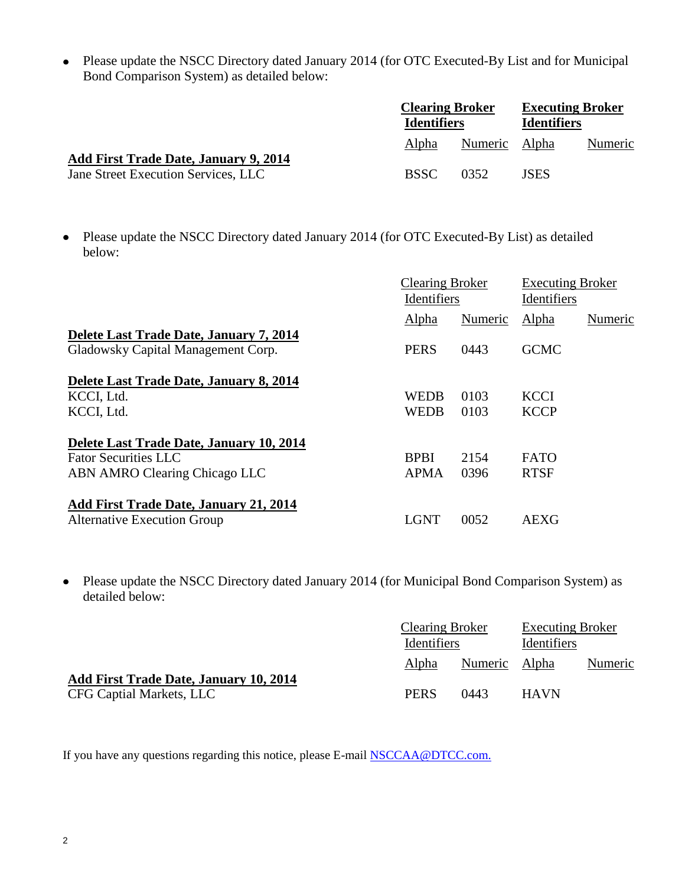- Please update the NSCC Directory dated January 2014 (for OTC Executed-By List and for Municipal Bond Comparison System) as detailed below:

| | **Clearing Broker Identifiers** | | **Executing Broker Identifiers** | |
|---|---|---|---|---|
| | Alpha | Numeric | Alpha | Numeric |
| **Add First Trade Date, January 9, 2014** | | | | |
| Jane Street Execution Services, LLC | BSSC | 0352 | JSES | |

- Please update the NSCC Directory dated January 2014 (for OTC Executed-By List) as detailed below:

| | Clearing Broker Identifiers | | Executing Broker Identifiers | |
|---|---|---|---|---|
| | Alpha | Numeric | Alpha | Numeric |
| **Delete Last Trade Date, January 7, 2014** | | | | |
| Gladowsky Capital Management Corp. | PERS | 0443 | GCMC | |
| **Delete Last Trade Date, January 8, 2014** | | | | |
| KCCI, Ltd. | WEDB | 0103 | KCCI | |
| KCCI, Ltd. | WEDB | 0103 | KCCP | |
| **Delete Last Trade Date, January 10, 2014** | | | | |
| Fator Securities LLC | BPBI | 2154 | FATO | |
| ABN AMRO Clearing Chicago LLC | APMA | 0396 | RTSF | |
| **Add First Trade Date, January 21, 2014** | | | | |
| Alternative Execution Group | LGNT | 0052 | AEXG | |

- Please update the NSCC Directory dated January 2014 (for Municipal Bond Comparison System) as detailed below:

| | Clearing Broker Identifiers | | Executing Broker Identifiers | |
|---|---|---|---|---|
| | Alpha | Numeric | Alpha | Numeric |
| **Add First Trade Date, January 10, 2014** | | | | |
| CFG Captial Markets, LLC | PERS | 0443 | HAVN | |

If you have any questions regarding this notice, please E-mail NSCCAA@DTCC.com.